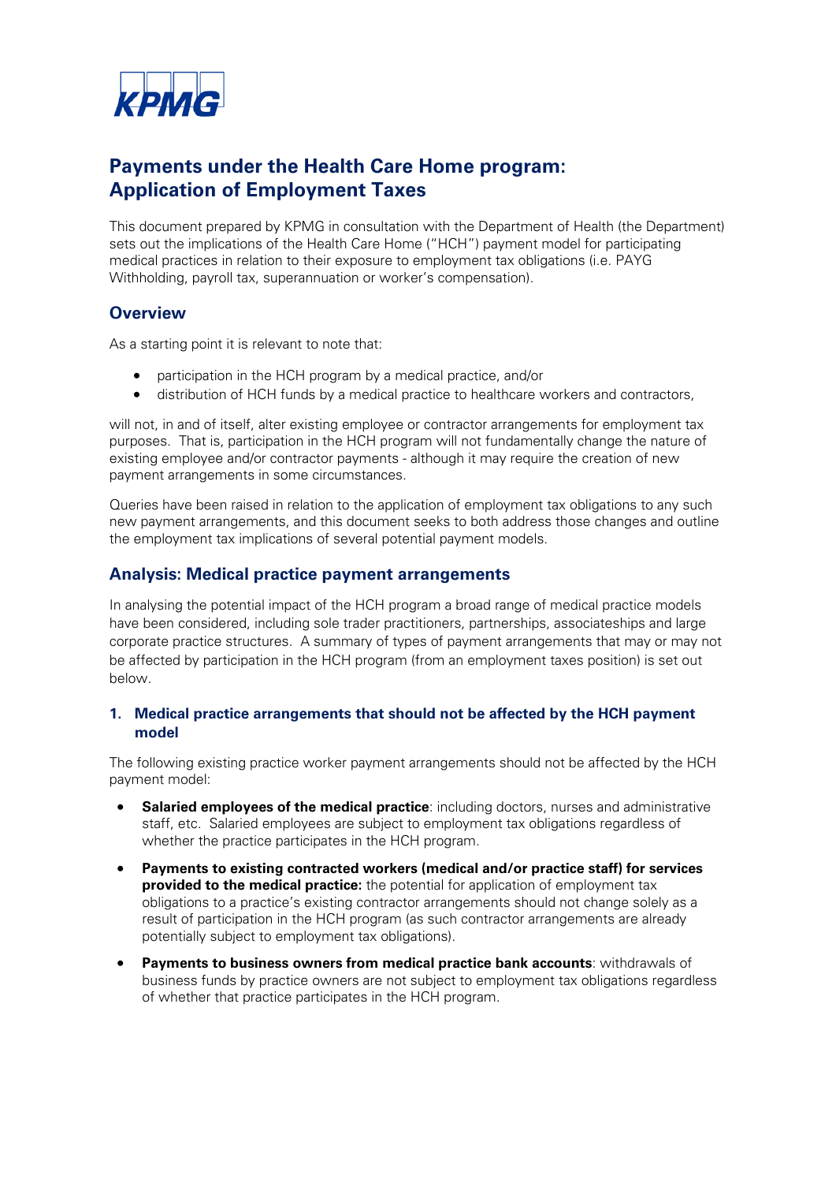# Payments under the Health Care Home program: Application of Employment Taxes

This document prepared by KPMG in consultation with the Department of Health (the Department) sets out the implications of the Health Care Home ("HCH") payment model for participating medical practices in relation to their exposure to employment tax obligations (i.e. PAYG Withholding, payroll tax, superannuation or worker's compensation).

## Overview

As a starting point it is relevant to note that:

- participation in the HCH program by a medical practice, and/or
- distribution of HCH funds by a medical practice to healthcare workers and contractors,

will not, in and of itself, alter existing employee or contractor arrangements for employment tax purposes. That is, participation in the HCH program will not fundamentally change the nature of existing employee and/or contractor payments - although it may require the creation of new payment arrangements in some circumstances.

Queries have been raised in relation to the application of employment tax obligations to any such new payment arrangements, and this document seeks to both address those changes and outline the employment tax implications of several potential payment models.

## Analysis: Medical practice payment arrangements

In analysing the potential impact of the HCH program a broad range of medical practice models have been considered, including sole trader practitioners, partnerships, associateships and large corporate practice structures. A summary of types of payment arrangements that may or may not be affected by participation in the HCH program (from an employment taxes position) is set out below.

### 1. Medical practice arrangements that should not be affected by the HCH payment model

The following existing practice worker payment arrangements should not be affected by the HCH payment model:

- **Salaried employees of the medical practice**: including doctors, nurses and administrative staff, etc. Salaried employees are subject to employment tax obligations regardless of whether the practice participates in the HCH program.
- **Payments to existing contracted workers (medical and/or practice staff) for services provided to the medical practice:** the potential for application of employment tax obligations to a practice's existing contractor arrangements should not change solely as a result of participation in the HCH program (as such contractor arrangements are already potentially subject to employment tax obligations).
- **Payments to business owners from medical practice bank accounts**: withdrawals of business funds by practice owners are not subject to employment tax obligations regardless of whether that practice participates in the HCH program.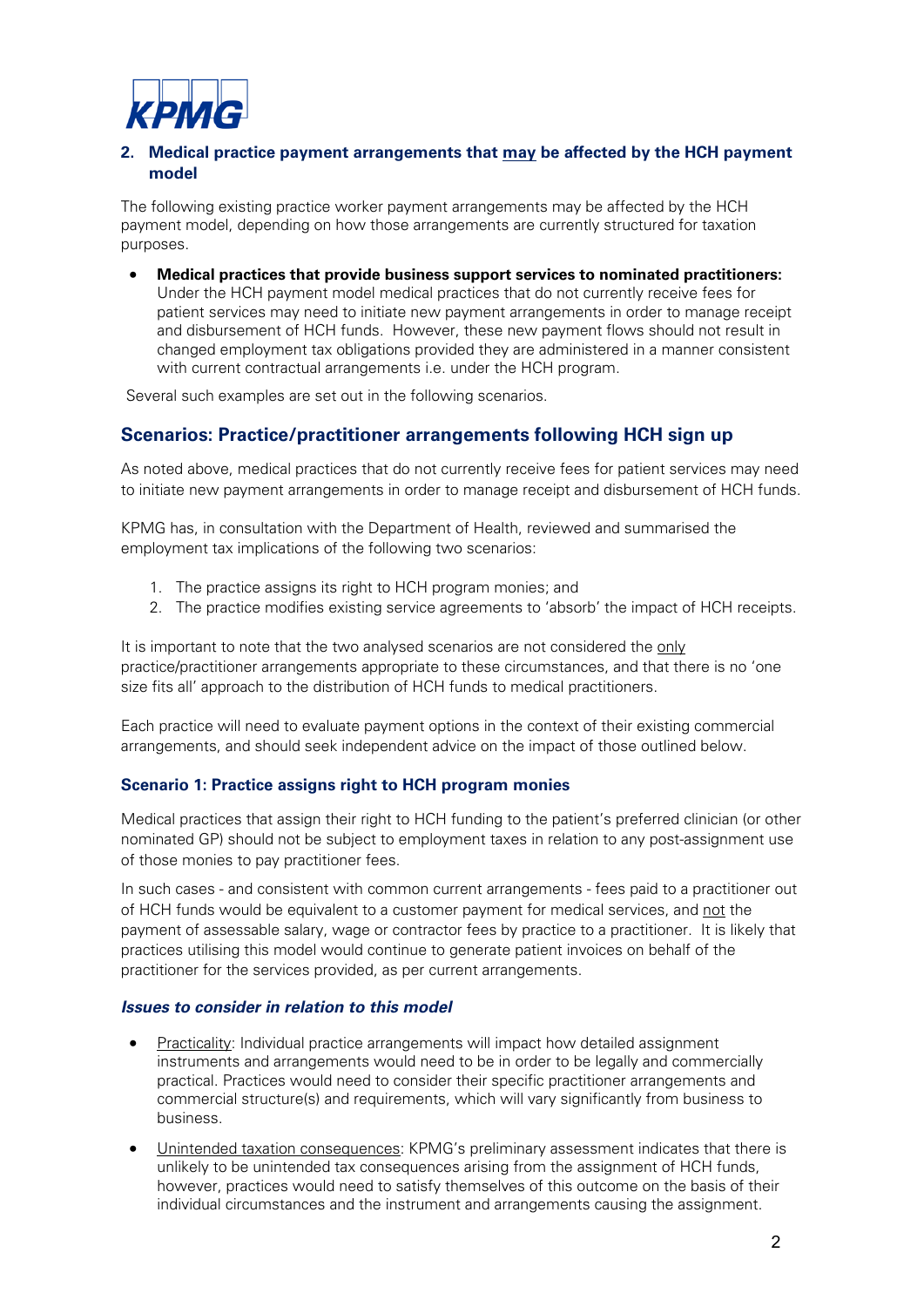## 2. Medical practice payment arrangements that <u>may</u> be affected by the HCH payment model

The following existing practice worker payment arrangements may be affected by the HCH payment model, depending on how those arrangements are currently structured for taxation purposes.

- **Medical practices that provide business support services to nominated practitioners:** Under the HCH payment model medical practices that do not currently receive fees for patient services may need to initiate new payment arrangements in order to manage receipt and disbursement of HCH funds. However, these new payment flows should not result in changed employment tax obligations provided they are administered in a manner consistent with current contractual arrangements i.e. under the HCH program.

Several such examples are set out in the following scenarios.

## Scenarios: Practice/practitioner arrangements following HCH sign up

As noted above, medical practices that do not currently receive fees for patient services may need to initiate new payment arrangements in order to manage receipt and disbursement of HCH funds.

KPMG has, in consultation with the Department of Health, reviewed and summarised the employment tax implications of the following two scenarios:

1. The practice assigns its right to HCH program monies; and
2. The practice modifies existing service agreements to 'absorb' the impact of HCH receipts.

It is important to note that the two analysed scenarios are not considered the <u>only</u> practice/practitioner arrangements appropriate to these circumstances, and that there is no 'one size fits all' approach to the distribution of HCH funds to medical practitioners.

Each practice will need to evaluate payment options in the context of their existing commercial arrangements, and should seek independent advice on the impact of those outlined below.

### Scenario 1: Practice assigns right to HCH program monies

Medical practices that assign their right to HCH funding to the patient's preferred clinician (or other nominated GP) should not be subject to employment taxes in relation to any post-assignment use of those monies to pay practitioner fees.

In such cases - and consistent with common current arrangements - fees paid to a practitioner out of HCH funds would be equivalent to a customer payment for medical services, and <u>not</u> the payment of assessable salary, wage or contractor fees by practice to a practitioner. It is likely that practices utilising this model would continue to generate patient invoices on behalf of the practitioner for the services provided, as per current arrangements.

#### *Issues to consider in relation to this model*

- <u>Practicality</u>: Individual practice arrangements will impact how detailed assignment instruments and arrangements would need to be in order to be legally and commercially practical. Practices would need to consider their specific practitioner arrangements and commercial structure(s) and requirements, which will vary significantly from business to business.
- <u>Unintended taxation consequences</u>: KPMG's preliminary assessment indicates that there is unlikely to be unintended tax consequences arising from the assignment of HCH funds, however, practices would need to satisfy themselves of this outcome on the basis of their individual circumstances and the instrument and arrangements causing the assignment.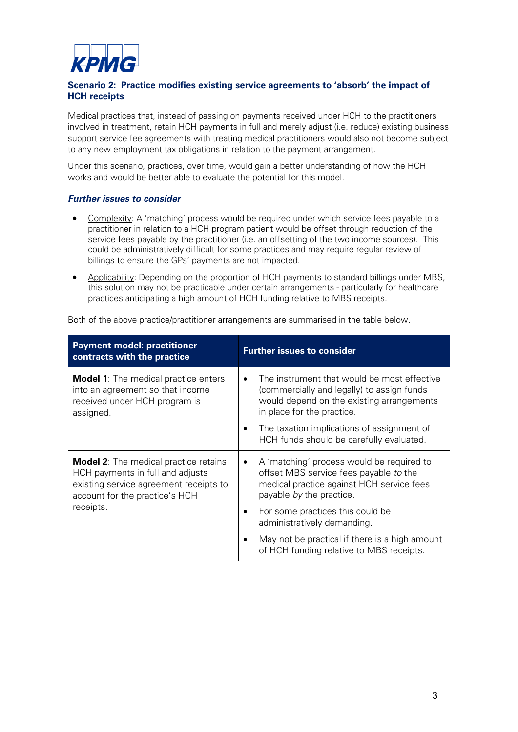### Scenario 2: Practice modifies existing service agreements to 'absorb' the impact of HCH receipts

Medical practices that, instead of passing on payments received under HCH to the practitioners involved in treatment, retain HCH payments in full and merely adjust (i.e. reduce) existing business support service fee agreements with treating medical practitioners would also not become subject to any new employment tax obligations in relation to the payment arrangement.

Under this scenario, practices, over time, would gain a better understanding of how the HCH works and would be better able to evaluate the potential for this model.

#### *Further issues to consider*

- Complexity: A 'matching' process would be required under which service fees payable to a practitioner in relation to a HCH program patient would be offset through reduction of the service fees payable by the practitioner (i.e. an offsetting of the two income sources). This could be administratively difficult for some practices and may require regular review of billings to ensure the GPs' payments are not impacted.
- Applicability: Depending on the proportion of HCH payments to standard billings under MBS, this solution may not be practicable under certain arrangements - particularly for healthcare practices anticipating a high amount of HCH funding relative to MBS receipts.

Both of the above practice/practitioner arrangements are summarised in the table below.

| Payment model: practitioner contracts with the practice | Further issues to consider |
|---|---|
| **Model 1**: The medical practice enters into an agreement so that income received under HCH program is assigned. | • The instrument that would be most effective (commercially and legally) to assign funds would depend on the existing arrangements in place for the practice.<br>• The taxation implications of assignment of HCH funds should be carefully evaluated. |
| **Model 2**: The medical practice retains HCH payments in full and adjusts existing service agreement receipts to account for the practice's HCH receipts. | • A 'matching' process would be required to offset MBS service fees payable *to* the medical practice against HCH service fees payable *by* the practice.<br>• For some practices this could be administratively demanding.<br>• May not be practical if there is a high amount of HCH funding relative to MBS receipts. |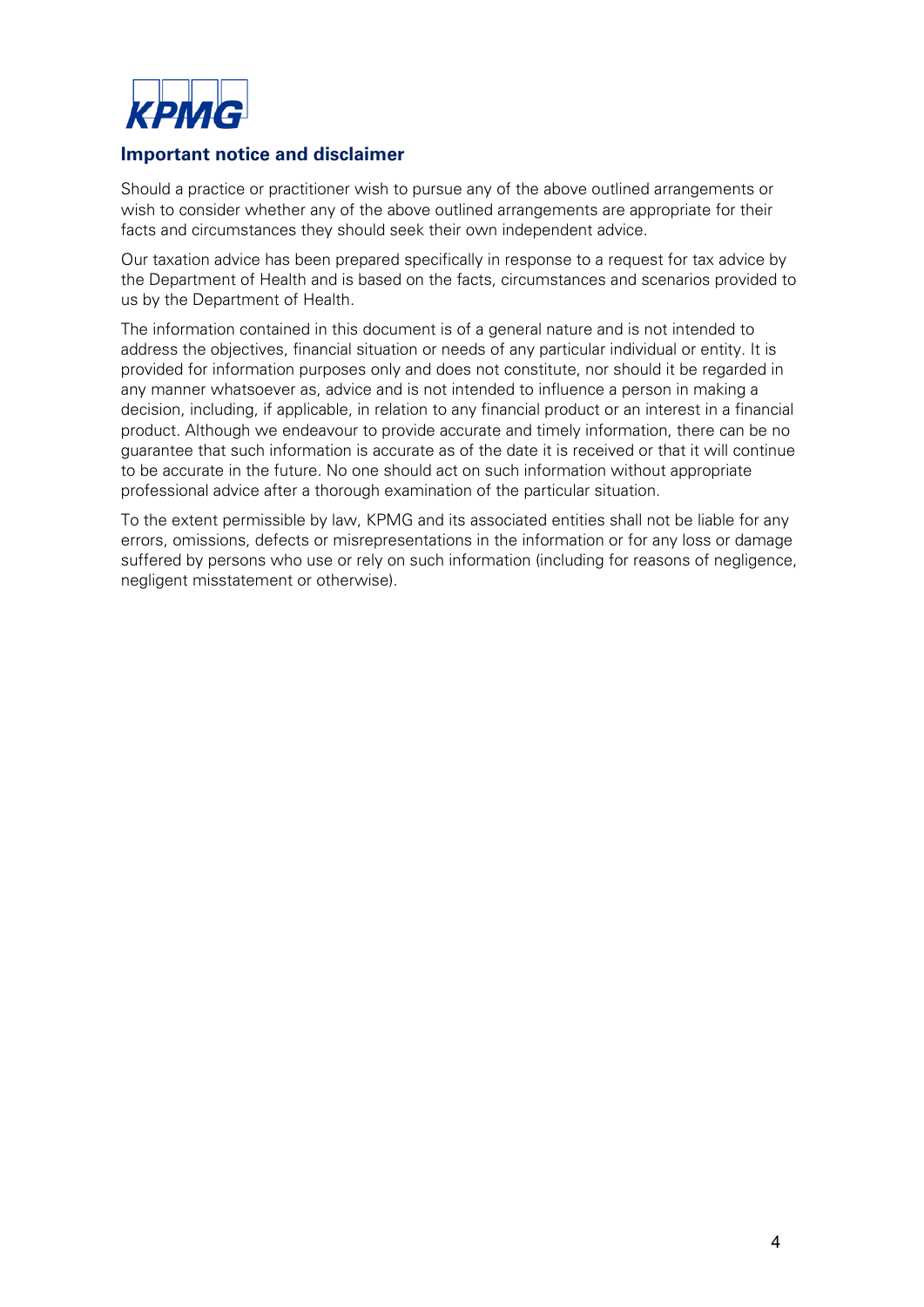KPMG

## Important notice and disclaimer

Should a practice or practitioner wish to pursue any of the above outlined arrangements or wish to consider whether any of the above outlined arrangements are appropriate for their facts and circumstances they should seek their own independent advice.

Our taxation advice has been prepared specifically in response to a request for tax advice by the Department of Health and is based on the facts, circumstances and scenarios provided to us by the Department of Health.

The information contained in this document is of a general nature and is not intended to address the objectives, financial situation or needs of any particular individual or entity. It is provided for information purposes only and does not constitute, nor should it be regarded in any manner whatsoever as, advice and is not intended to influence a person in making a decision, including, if applicable, in relation to any financial product or an interest in a financial product. Although we endeavour to provide accurate and timely information, there can be no guarantee that such information is accurate as of the date it is received or that it will continue to be accurate in the future. No one should act on such information without appropriate professional advice after a thorough examination of the particular situation.

To the extent permissible by law, KPMG and its associated entities shall not be liable for any errors, omissions, defects or misrepresentations in the information or for any loss or damage suffered by persons who use or rely on such information (including for reasons of negligence, negligent misstatement or otherwise).